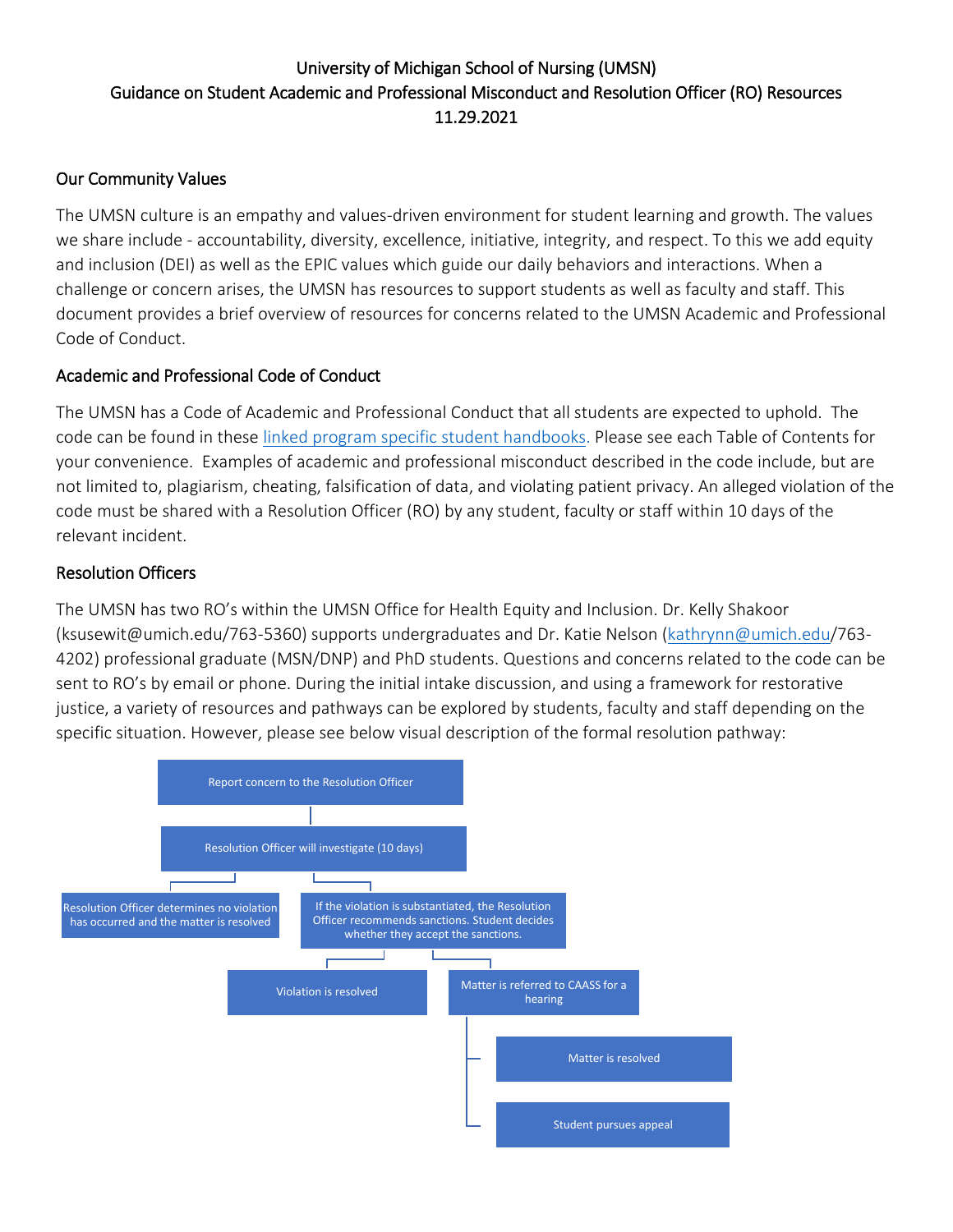# University of Michigan School of Nursing (UMSN)
# Guidance on Student Academic and Professional Misconduct and Resolution Officer (RO) Resources
# 11.29.2021

## Our Community Values

The UMSN culture is an empathy and values-driven environment for student learning and growth. The values we share include - accountability, diversity, excellence, initiative, integrity, and respect. To this we add equity and inclusion (DEI) as well as the EPIC values which guide our daily behaviors and interactions. When a challenge or concern arises, the UMSN has resources to support students as well as faculty and staff. This document provides a brief overview of resources for concerns related to the UMSN Academic and Professional Code of Conduct.

## Academic and Professional Code of Conduct

The UMSN has a Code of Academic and Professional Conduct that all students are expected to uphold. The code can be found in these linked program specific student handbooks. Please see each Table of Contents for your convenience. Examples of academic and professional misconduct described in the code include, but are not limited to, plagiarism, cheating, falsification of data, and violating patient privacy. An alleged violation of the code must be shared with a Resolution Officer (RO) by any student, faculty or staff within 10 days of the relevant incident.

## Resolution Officers

The UMSN has two RO's within the UMSN Office for Health Equity and Inclusion. Dr. Kelly Shakoor (ksusewit@umich.edu/763-5360) supports undergraduates and Dr. Katie Nelson (kathrynn@umich.edu/763-4202) professional graduate (MSN/DNP) and PhD students. Questions and concerns related to the code can be sent to RO's by email or phone. During the initial intake discussion, and using a framework for restorative justice, a variety of resources and pathways can be explored by students, faculty and staff depending on the specific situation. However, please see below visual description of the formal resolution pathway:

- Report concern to the Resolution Officer
  - Resolution Officer will investigate (10 days)
    - Resolution Officer determines no violation has occurred and the matter is resolved
    - If the violation is substantiated, the Resolution Officer recommends sanctions. Student decides whether they accept the sanctions.
      - Violation is resolved
      - Matter is referred to CAASS for a hearing
        - Matter is resolved
        - Student pursues appeal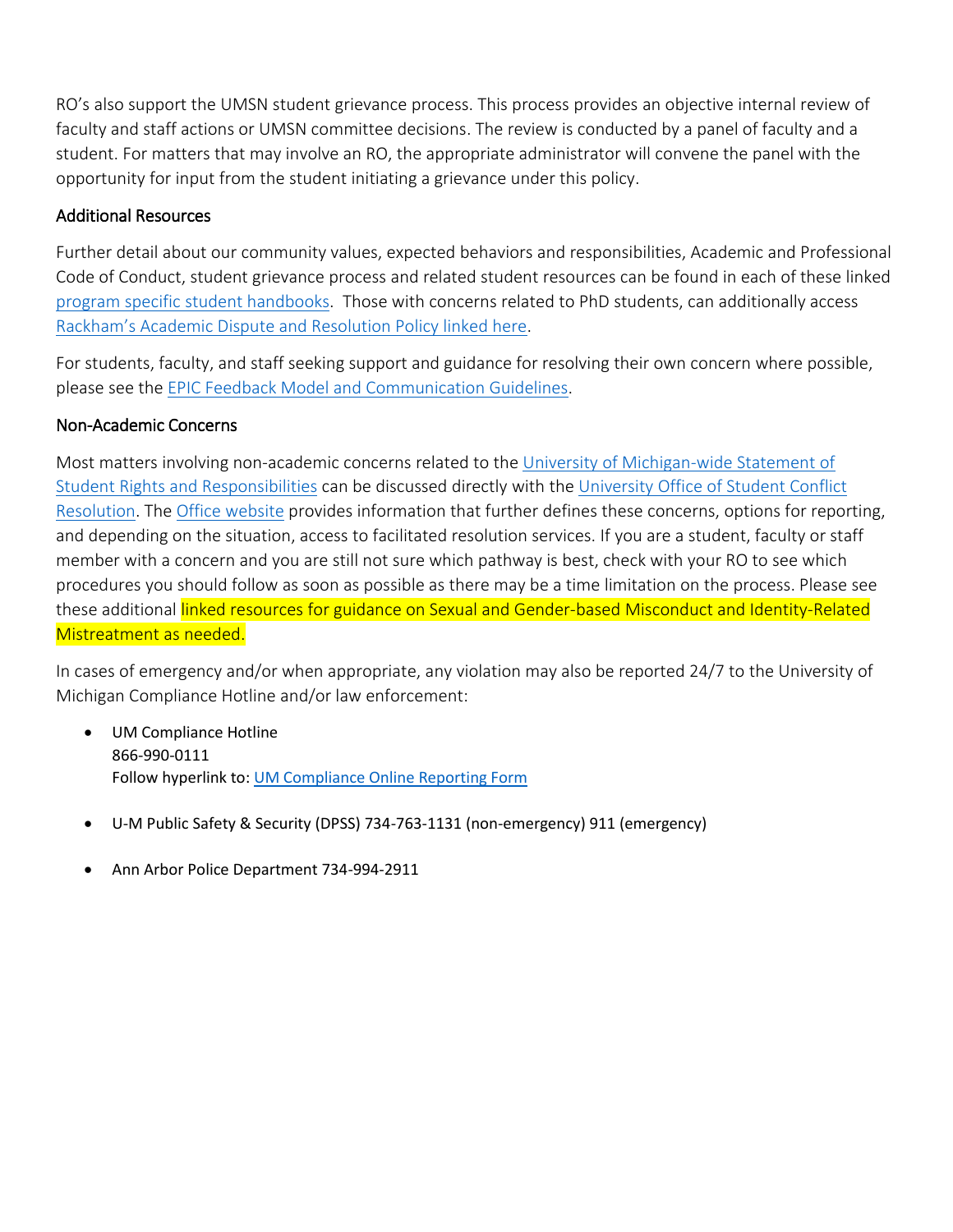RO's also support the UMSN student grievance process. This process provides an objective internal review of faculty and staff actions or UMSN committee decisions. The review is conducted by a panel of faculty and a student. For matters that may involve an RO, the appropriate administrator will convene the panel with the opportunity for input from the student initiating a grievance under this policy.

### Additional Resources

Further detail about our community values, expected behaviors and responsibilities, Academic and Professional Code of Conduct, student grievance process and related student resources can be found in each of these linked program specific student handbooks. Those with concerns related to PhD students, can additionally access Rackham's Academic Dispute and Resolution Policy linked here.

For students, faculty, and staff seeking support and guidance for resolving their own concern where possible, please see the EPIC Feedback Model and Communication Guidelines.

### Non-Academic Concerns

Most matters involving non-academic concerns related to the University of Michigan-wide Statement of Student Rights and Responsibilities can be discussed directly with the University Office of Student Conflict Resolution. The Office website provides information that further defines these concerns, options for reporting, and depending on the situation, access to facilitated resolution services. If you are a student, faculty or staff member with a concern and you are still not sure which pathway is best, check with your RO to see which procedures you should follow as soon as possible as there may be a time limitation on the process. Please see these additional linked resources for guidance on Sexual and Gender-based Misconduct and Identity-Related Mistreatment as needed.

In cases of emergency and/or when appropriate, any violation may also be reported 24/7 to the University of Michigan Compliance Hotline and/or law enforcement:

- UM Compliance Hotline
  866-990-0111
  Follow hyperlink to: UM Compliance Online Reporting Form

- U-M Public Safety & Security (DPSS) 734-763-1131 (non-emergency) 911 (emergency)

- Ann Arbor Police Department 734-994-2911